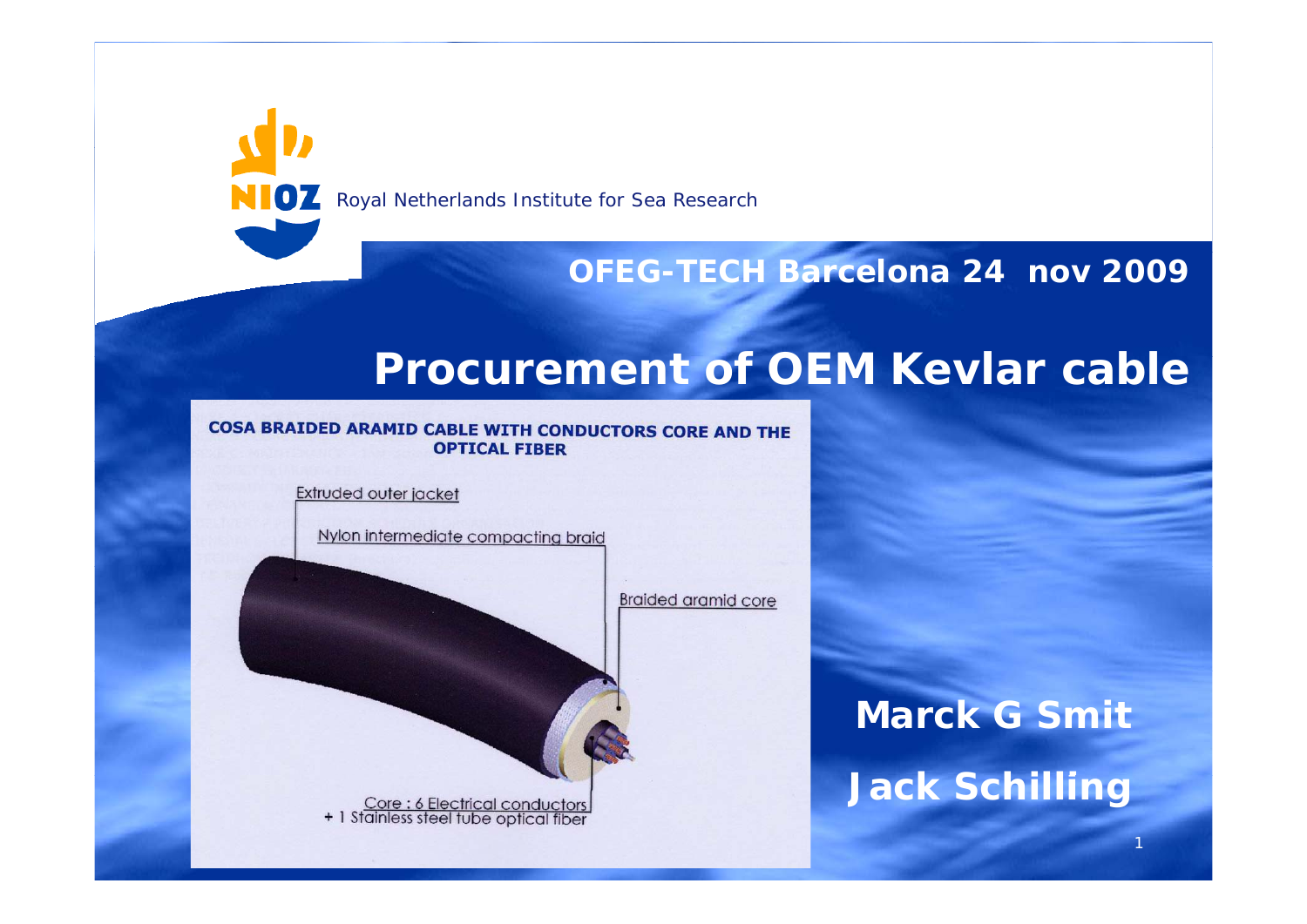NIOZ Royal Netherlands Institute for Sea Research

OFEG-TECH Barcelona 24 nov 2009

# Procurement of OEM Kevlar cable

COSA BRAIDED ARAMID CABLE WITH CONDUCTORS CORE AND THE OPTICAL FIBER

Extruded outer jacket

Nylon intermediate compacting braid

Braided aramid core

Core : 6 Electrical conductors + 1 Stainless steel tube optical fiber

**Marck G Smit**

**Jack Schilling**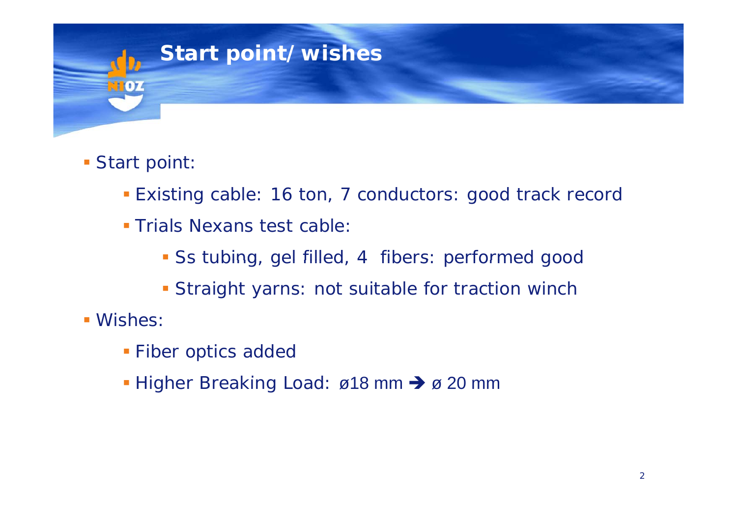# Start point/wishes

- Start point:
  - Existing cable: 16 ton, 7 conductors: good track record
  - Trials Nexans test cable:
    - Ss tubing, gel filled, 4 fibers: performed good
    - Straight yarns: not suitable for traction winch
- Wishes:
  - Fiber optics added
  - Higher Breaking Load: ø18 mm ➔ ø 20 mm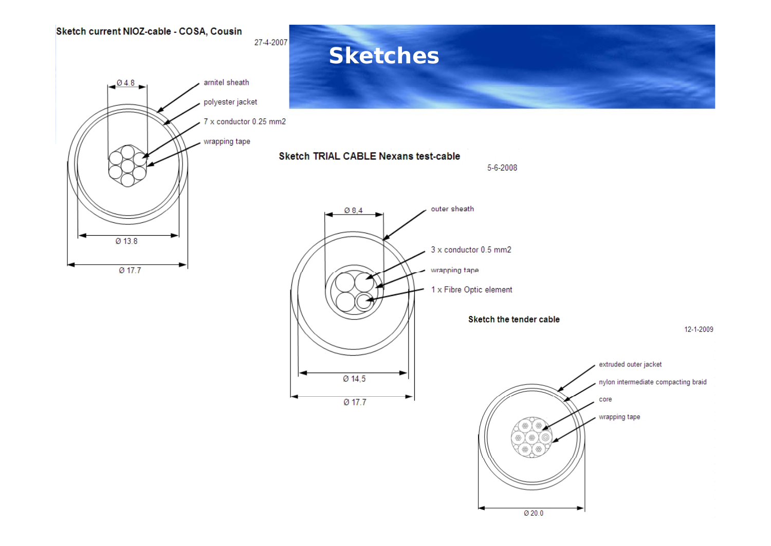# Sketches

**Sketch current NIOZ-cable - COSA, Cousin**

27-4-2007

- Ø 4.8
- arnitel sheath
- polyester jacket
- 7 x conductor 0.25 mm2
- wrapping tape
- Ø 13.8
- Ø 17.7

**Sketch TRIAL CABLE Nexans test-cable**

5-6-2008

- Ø 8,4
- outer sheath
- 3 x conductor 0.5 mm2
- wrapping tape
- 1 x Fibre Optic element
- Ø 14,5
- Ø 17.7

**Sketch the tender cable**

12-1-2009

- extruded outer jacket
- nylon intermediate compacting braid
- core
- wrapping tape
- Ø 20.0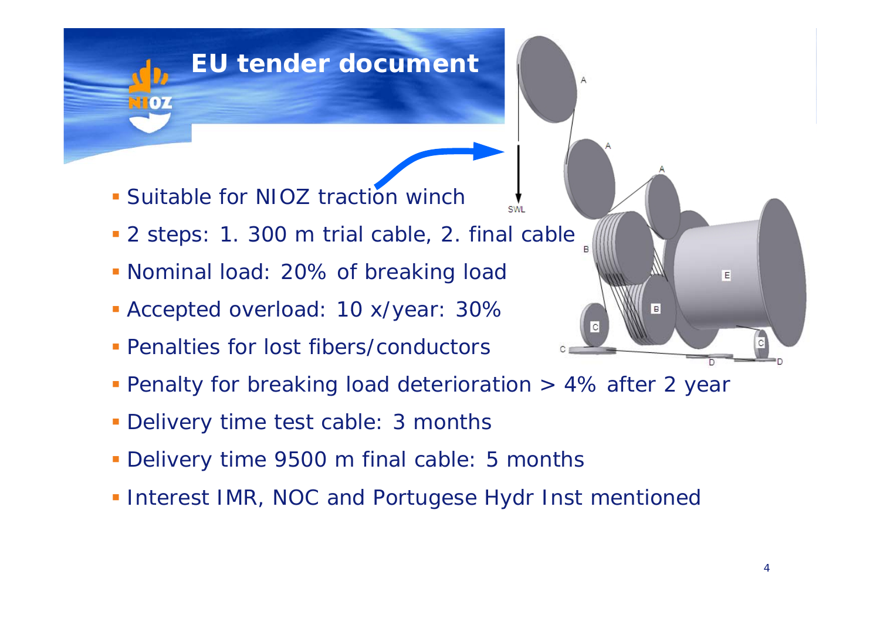# EU tender document

- Suitable for NIOZ traction winch
- 2 steps: 1. 300 m trial cable, 2. final cable
- Nominal load: 20% of breaking load
- Accepted overload: 10 x/year: 30%
- Penalties for lost fibers/conductors
- Penalty for breaking load deterioration > 4% after 2 year
- Delivery time test cable: 3 months
- Delivery time 9500 m final cable: 5 months
- Interest IMR, NOC and Portugese Hydr Inst mentioned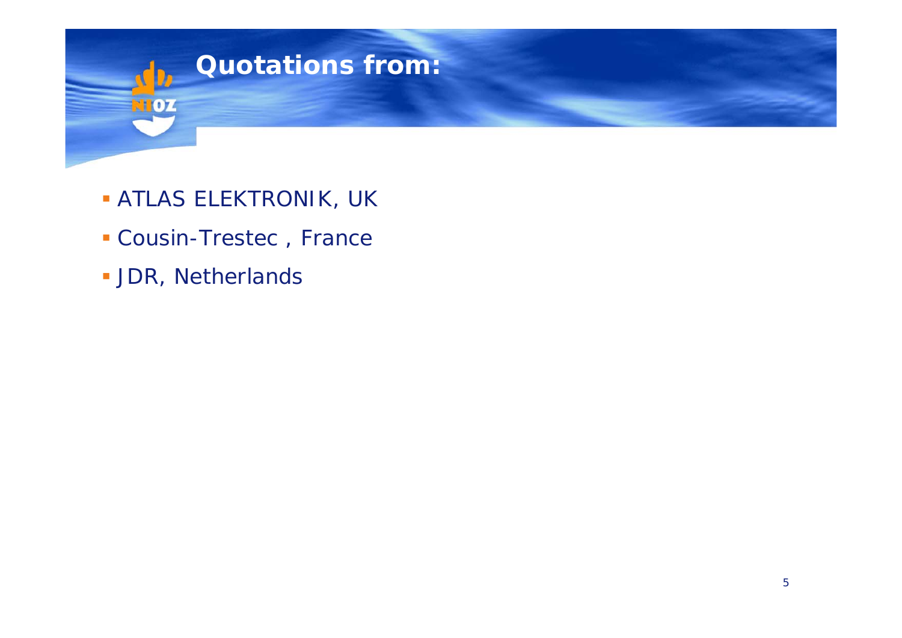# Quotations from:

- ATLAS ELEKTRONIK, UK
- Cousin-Trestec , France
- JDR, Netherlands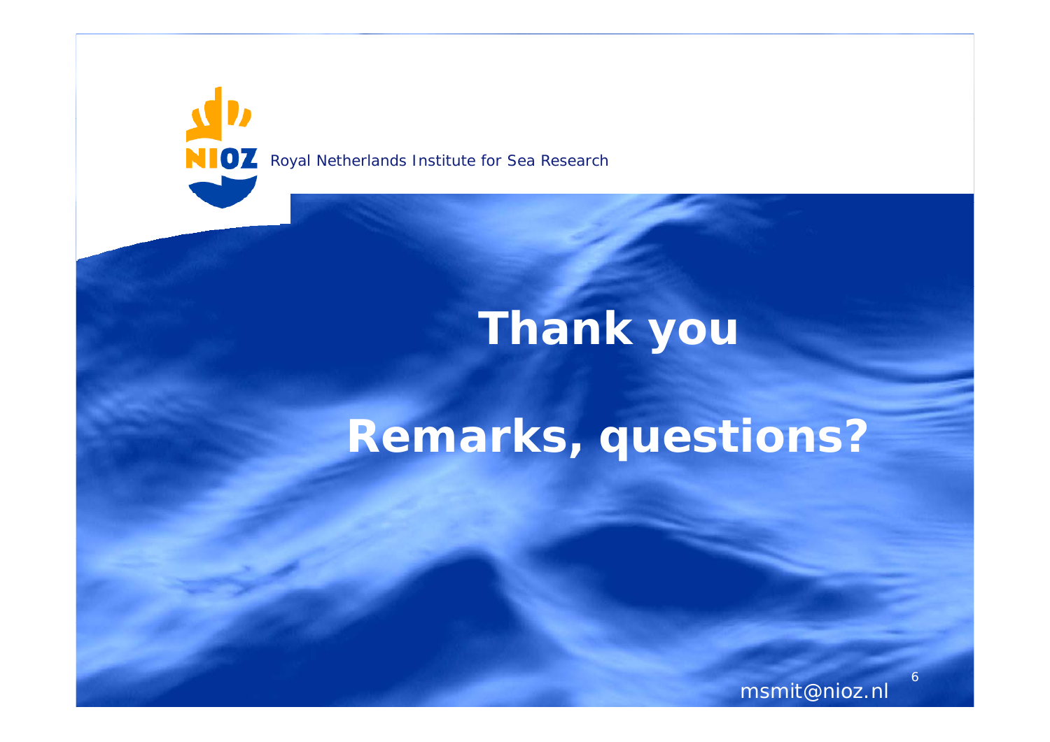Royal Netherlands Institute for Sea Research

# Thank you

# Remarks, questions?

msmit@nioz.nl